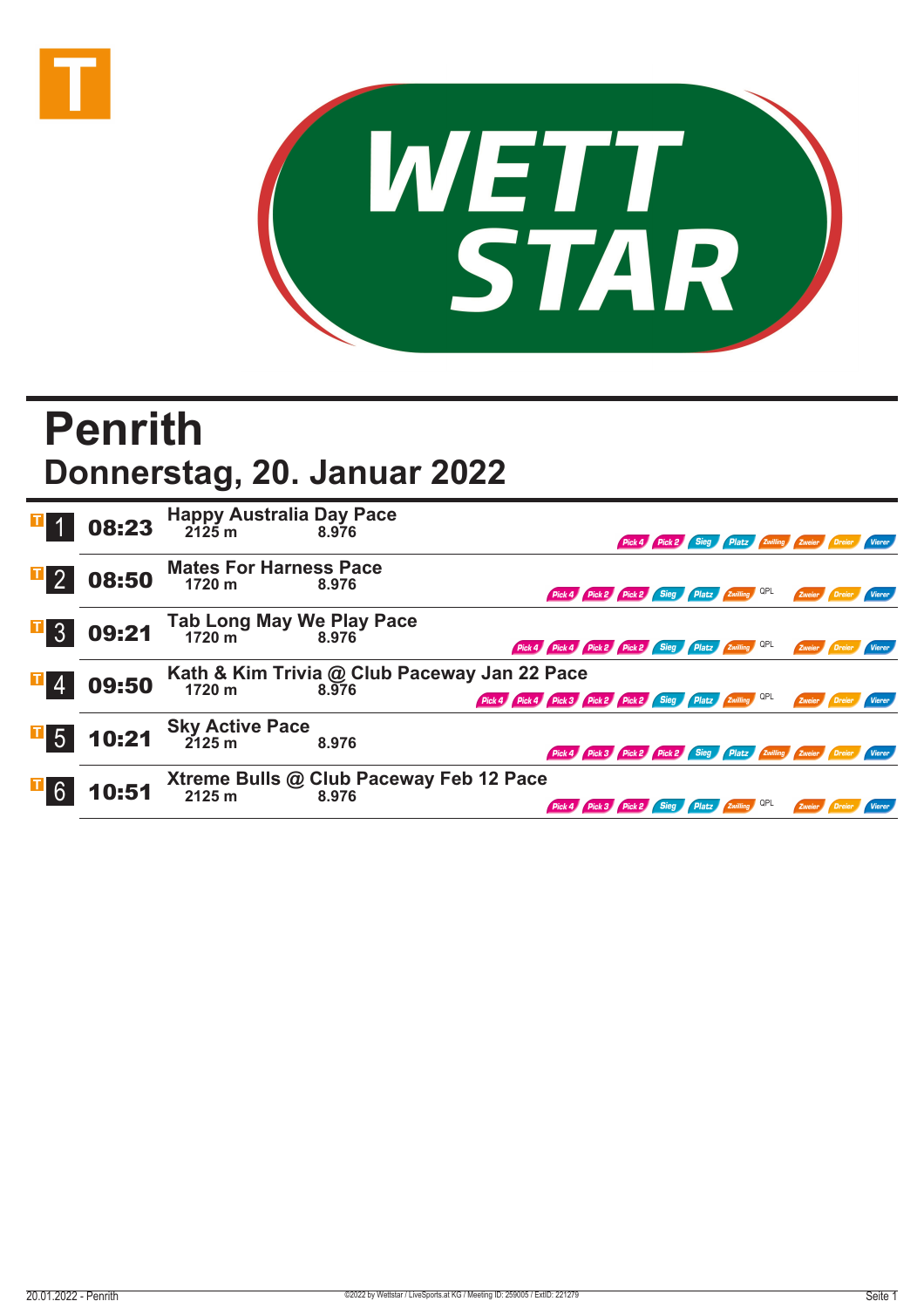WETT STAR

# Penrith

## Donnerstag, 20. Januar 2022

| Nr. | Zeit | Rennen | Distanz | | Wetten |
|---|---|---|---|---|---|
| 1 | 08:23 | Happy Australia Day Pace | 2125 m | 8.976 | Pick 4, Pick 2, Sieg, Platz, Zwilling, Zweier, Dreier, Vierer |
| 2 | 08:50 | Mates For Harness Pace | 1720 m | 8.976 | Pick 4, Pick 2, Pick 2, Sieg, Platz, Zwilling, QPL, Zweier, Dreier, Vierer |
| 3 | 09:21 | Tab Long May We Play Pace | 1720 m | 8.976 | Pick 4, Pick 4, Pick 2, Pick 2, Sieg, Platz, Zwilling, QPL, Zweier, Dreier, Vierer |
| 4 | 09:50 | Kath & Kim Trivia @ Club Paceway Jan 22 Pace | 1720 m | 8.976 | Pick 4, Pick 4, Pick 3, Pick 2, Pick 2, Sieg, Platz, Zwilling, QPL, Zweier, Dreier, Vierer |
| 5 | 10:21 | Sky Active Pace | 2125 m | 8.976 | Pick 4, Pick 3, Pick 2, Pick 2, Sieg, Platz, Zwilling, Zweier, Dreier, Vierer |
| 6 | 10:51 | Xtreme Bulls @ Club Paceway Feb 12 Pace | 2125 m | 8.976 | Pick 4, Pick 3, Pick 2, Sieg, Platz, Zwilling, QPL, Zweier, Dreier, Vierer |

20.01.2022 - Penrith ©2022 by Wettstar / LiveSports.at KG / Meeting ID: 259005 / ExtID: 221279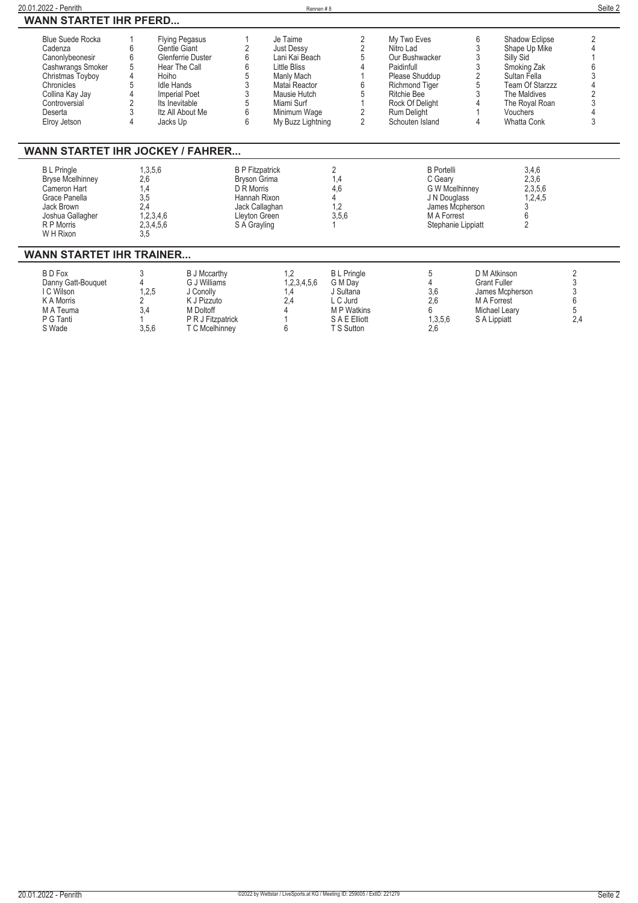## WANN STARTET IHR PFERD...

| Pferd | Rennen | Pferd | Rennen | Pferd | Rennen | Pferd | Rennen | Pferd | Rennen |
|---|---|---|---|---|---|---|---|---|---|
| Blue Suede Rocka | 1 | Flying Pegasus | 1 | Je Taime | 2 | My Two Eves | 6 | Shadow Eclipse | 2 |
| Cadenza | 6 | Gentle Giant | 2 | Just Dessy | 2 | Nitro Lad | 3 | Shape Up Mike | 4 |
| Canonlybeonesir | 6 | Glenferrie Duster | 6 | Lani Kai Beach | 5 | Our Bushwacker | 3 | Silly Sid | 1 |
| Cashwrangs Smoker | 5 | Hear The Call | 6 | Little Bliss | 4 | Paidinfull | 3 | Smoking Zak | 6 |
| Christmas Toyboy | 4 | Hoiho | 5 | Manly Mach | 1 | Please Shuddup | 2 | Sultan Fella | 3 |
| Chronicles | 5 | Idle Hands | 3 | Matai Reactor | 6 | Richmond Tiger | 5 | Team Of Starzzz | 4 |
| Collina Kay Jay | 4 | Imperial Poet | 3 | Mausie Hutch | 5 | Ritchie Bee | 3 | The Maldives | 2 |
| Controversial | 2 | Its Inevitable | 5 | Miami Surf | 1 | Rock Of Delight | 4 | The Royal Roan | 3 |
| Deserta | 3 | Itz All About Me | 6 | Minimum Wage | 2 | Rum Delight | 1 | Vouchers | 4 |
| Elroy Jetson | 4 | Jacks Up | 6 | My Buzz Lightning | 2 | Schouten Island | 4 | Whatta Conk | 3 |

## WANN STARTET IHR JOCKEY / FAHRER...

| Jockey / Fahrer | Rennen | Jockey / Fahrer | Rennen | Jockey / Fahrer | Rennen |
|---|---|---|---|---|---|
| B L Pringle | 1,3,5,6 | B P Fitzpatrick | 2 | B Portelli | 3,4,6 |
| Bryse Mcelhinney | 2,6 | Bryson Grima | 1,4 | C Geary | 2,3,6 |
| Cameron Hart | 1,4 | D R Morris | 4,6 | G W Mcelhinney | 2,3,5,6 |
| Grace Panella | 3,5 | Hannah Rixon | 4 | J N Douglass | 1,2,4,5 |
| Jack Brown | 2,4 | Jack Callaghan | 1,2 | James Mcpherson | 3 |
| Joshua Gallagher | 1,2,3,4,6 | Lleyton Green | 3,5,6 | M A Forrest | 6 |
| R P Morris | 2,3,4,5,6 | S A Grayling | 1 | Stephanie Lippiatt | 2 |
| W H Rixon | 3,5 | | | | |

## WANN STARTET IHR TRAINER...

| Trainer | Rennen | Trainer | Rennen | Trainer | Rennen | Trainer | Rennen |
|---|---|---|---|---|---|---|---|
| B D Fox | 3 | B J Mccarthy | 1,2 | B L Pringle | 5 | D M Atkinson | 2 |
| Danny Gatt-Bouquet | 4 | G J Williams | 1,2,3,4,5,6 | G M Day | 4 | Grant Fuller | 3 |
| I C Wilson | 1,2,5 | J Conolly | 1,4 | J Sultana | 3,6 | James Mcpherson | 3 |
| K A Morris | 2 | K J Pizzuto | 2,4 | L C Jurd | 2,6 | M A Forrest | 6 |
| M A Teuma | 3,4 | M Doltoff | 4 | M P Watkins | 6 | Michael Leary | 5 |
| P G Tanti | 1 | P R J Fitzpatrick | 1 | S A E Elliott | 1,3,5,6 | S A Lippiatt | 2,4 |
| S Wade | 3,5,6 | T C Mcelhinney | 6 | T S Sutton | 2,6 | | |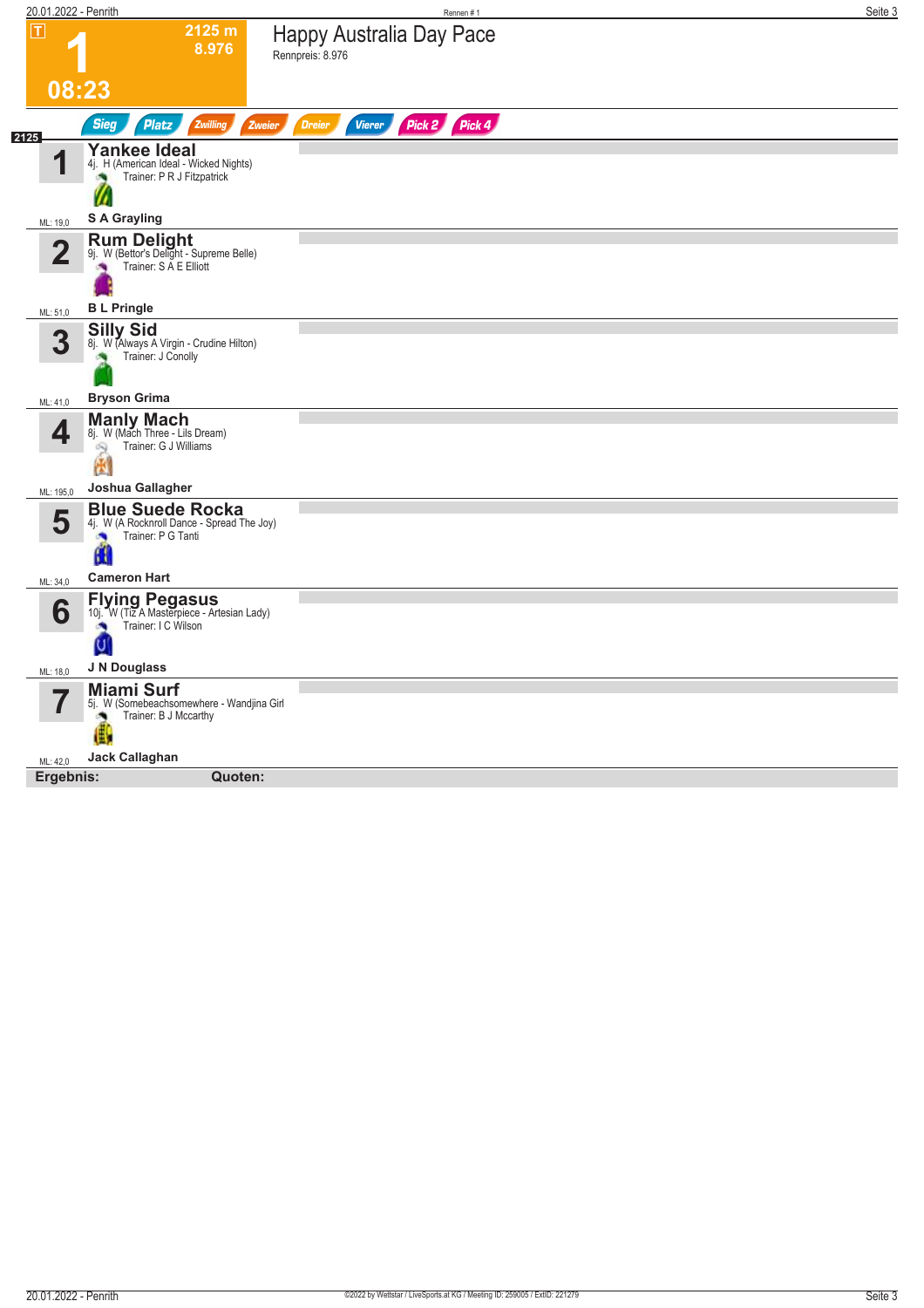# 1 — Happy Australia Day Pace

**T** | **2125 m** | **8.976** | **08:23**

Rennpreis: 8.976

Sieg | Platz | Zwilling | Zweier | Dreier | Vierer | Pick 2 | Pick 4

**2125**

| Nr. | Pferd | ML |
|---|---|---|
| 1 | **Yankee Ideal**<br>4j. H (American Ideal - Wicked Nights)<br>Trainer: P R J Fitzpatrick<br>**S A Grayling** | ML: 19,0 |
| 2 | **Rum Delight**<br>9j. W (Bettor's Delight - Supreme Belle)<br>Trainer: S A E Elliott<br>**B L Pringle** | ML: 51,0 |
| 3 | **Silly Sid**<br>8j. W (Always A Virgin - Crudine Hilton)<br>Trainer: J Conolly<br>**Bryson Grima** | ML: 41,0 |
| 4 | **Manly Mach**<br>8j. W (Mach Three - Lils Dream)<br>Trainer: G J Williams<br>**Joshua Gallagher** | ML: 195,0 |
| 5 | **Blue Suede Rocka**<br>4j. W (A Rocknroll Dance - Spread The Joy)<br>Trainer: P G Tanti<br>**Cameron Hart** | ML: 34,0 |
| 6 | **Flying Pegasus**<br>10j. W (Tiz A Masterpiece - Artesian Lady)<br>Trainer: I C Wilson<br>**J N Douglass** | ML: 18,0 |
| 7 | **Miami Surf**<br>5j. W (Somebeachsomewhere - Wandjina Girl<br>Trainer: B J Mccarthy<br>**Jack Callaghan** | ML: 42,0 |

**Ergebnis:** **Quoten:**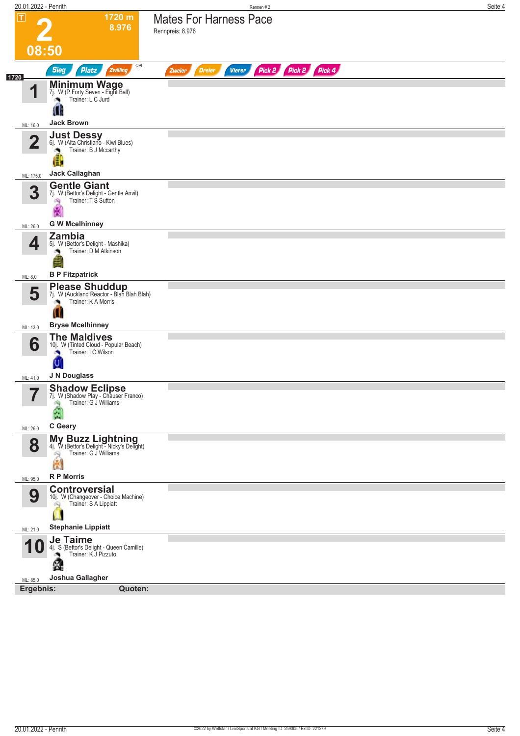# 2 — Mates For Harness Pace

**1720 m** — **8.976**

**08:50**

Rennpreis: 8.976

Sieg | Platz | Zwilling | QPL | Zweier | Dreier | Vierer | Pick 2 | Pick 2 | Pick 4

**1720**

| Nr. | Pferd | Details | Trainer | Fahrer | ML |
|---|---|---|---|---|---|
| 1 | **Minimum Wage** | 7j. W (P Forty Seven - Eight Ball) | L C Jurd | Jack Brown | 16,0 |
| 2 | **Just Dessy** | 6j. W (Alta Christiano - Kiwi Blues) | B J Mccarthy | Jack Callaghan | 175,0 |
| 3 | **Gentle Giant** | 7j. W (Bettor's Delight - Gentle Anvil) | T S Sutton | G W Mcelhinney | 26,0 |
| 4 | **Zambia** | 5j. W (Bettor's Delight - Mashika) | D M Atkinson | B P Fitzpatrick | 8,0 |
| 5 | **Please Shuddup** | 7j. W (Auckland Reactor - Blah Blah Blah) | K A Morris | Bryse Mcelhinney | 13,0 |
| 6 | **The Maldives** | 10j. W (Tinted Cloud - Popular Beach) | I C Wilson | J N Douglass | 41,0 |
| 7 | **Shadow Eclipse** | 7j. W (Shadow Play - Chauser Franco) | G J Williams | C Geary | 26,0 |
| 8 | **My Buzz Lightning** | 4j. W (Bettor's Delight - Nicky's Delight) | G J Williams | R P Morris | 95,0 |
| 9 | **Controversial** | 10j. W (Changeover - Choice Machine) | S A Lippiatt | Stephanie Lippiatt | 21,0 |
| 10 | **Je Taime** | 4j. S (Bettor's Delight - Queen Camille) | K J Pizzuto | Joshua Gallagher | 85,0 |

**Ergebnis:** **Quoten:**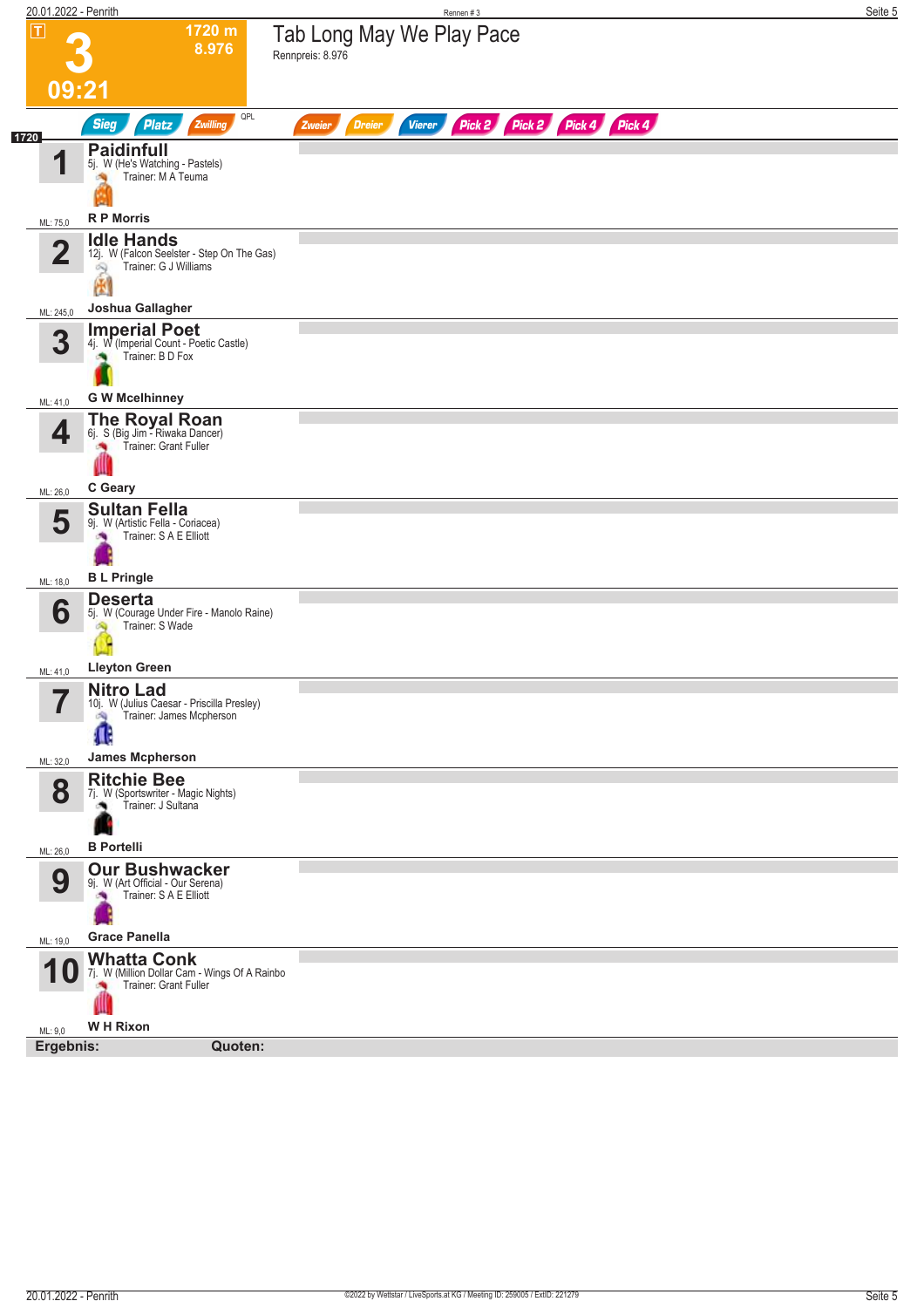# 3 — Tab Long May We Play Pace

T | 1720 m | 8.976 | 09:21

Rennpreis: 8.976

Sieg | Platz | Zwilling | QPL | Zweier | Dreier | Vierer | Pick 2 | Pick 2 | Pick 4 | Pick 4

**1720**

| Nr. | Pferd | Details | Trainer | Fahrer | ML |
|---|---|---|---|---|---|
| 1 | **Paidinfull** | 5j. W (He's Watching - Pastels) | M A Teuma | R P Morris | 75,0 |
| 2 | **Idle Hands** | 12j. W (Falcon Seelster - Step On The Gas) | G J Williams | Joshua Gallagher | 245,0 |
| 3 | **Imperial Poet** | 4j. W (Imperial Count - Poetic Castle) | B D Fox | G W Mcelhinney | 41,0 |
| 4 | **The Royal Roan** | 6j. S (Big Jim - Riwaka Dancer) | Grant Fuller | C Geary | 26,0 |
| 5 | **Sultan Fella** | 9j. W (Artistic Fella - Coriacea) | S A E Elliott | B L Pringle | 18,0 |
| 6 | **Deserta** | 5j. W (Courage Under Fire - Manolo Raine) | S Wade | Lleyton Green | 41,0 |
| 7 | **Nitro Lad** | 10j. W (Julius Caesar - Priscilla Presley) | James Mcpherson | James Mcpherson | 32,0 |
| 8 | **Ritchie Bee** | 7j. W (Sportswriter - Magic Nights) | J Sultana | B Portelli | 26,0 |
| 9 | **Our Bushwacker** | 9j. W (Art Official - Our Serena) | S A E Elliott | Grace Panella | 19,0 |
| 10 | **Whatta Conk** | 7j. W (Million Dollar Cam - Wings Of A Rainbo | Grant Fuller | W H Rixon | 9,0 |

**Ergebnis:** **Quoten:**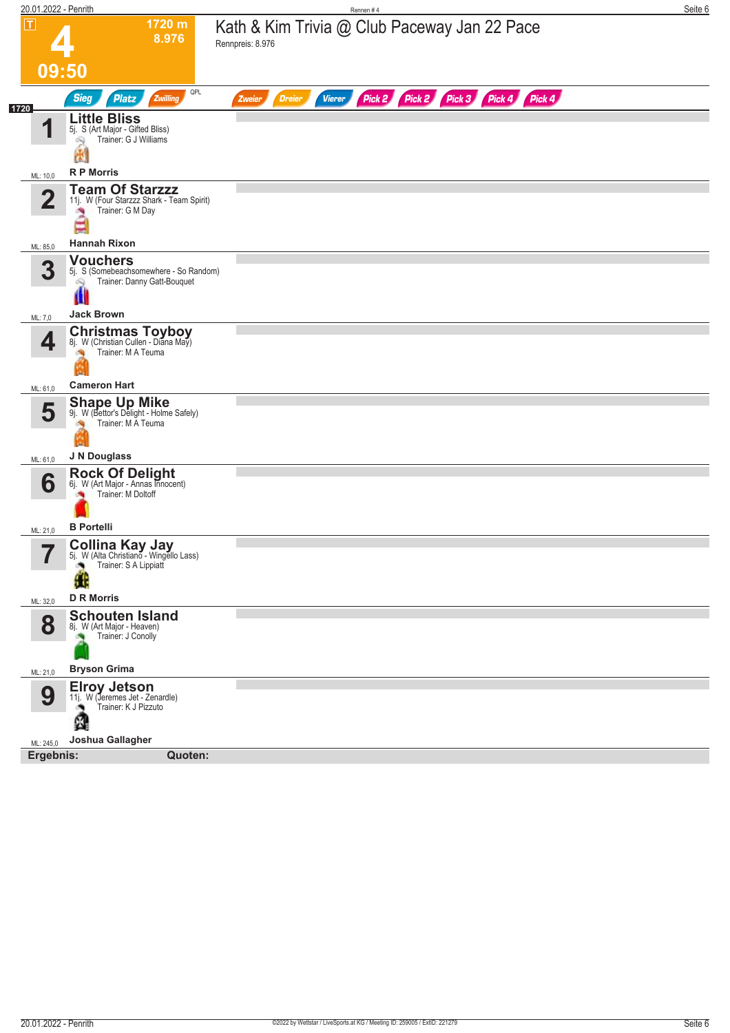# 4 — 09:50

**1720 m**
**8.976**

## Kath & Kim Trivia @ Club Paceway Jan 22 Pace

Rennpreis: 8.976

Sieg | Platz | Zwilling | QPL | Zweier | Dreier | Vierer | Pick 2 | Pick 2 | Pick 3 | Pick 4 | Pick 4

**1720**

| Nr. | Pferd | Fahrer | ML |
|---|---|---|---|
| 1 | **Little Bliss** 5j. S (Art Major - Gifted Bliss) Trainer: G J Williams | R P Morris | 10,0 |
| 2 | **Team Of Starzzz** 11j. W (Four Starzzz Shark - Team Spirit) Trainer: G M Day | Hannah Rixon | 85,0 |
| 3 | **Vouchers** 5j. S (Somebeachsomewhere - So Random) Trainer: Danny Gatt-Bouquet | Jack Brown | 7,0 |
| 4 | **Christmas Toyboy** 8j. W (Christian Cullen - Diana May) Trainer: M A Teuma | Cameron Hart | 61,0 |
| 5 | **Shape Up Mike** 9j. W (Bettor's Delight - Holme Safely) Trainer: M A Teuma | J N Douglass | 61,0 |
| 6 | **Rock Of Delight** 6j. W (Art Major - Annas Innocent) Trainer: M Doltoff | B Portelli | 21,0 |
| 7 | **Collina Kay Jay** 5j. W (Alta Christiano - Wingello Lass) Trainer: S A Lippiatt | D R Morris | 32,0 |
| 8 | **Schouten Island** 8j. W (Art Major - Heaven) Trainer: J Conolly | Bryson Grima | 21,0 |
| 9 | **Elroy Jetson** 11j. W (Jeremes Jet - Zenardle) Trainer: K J Pizzuto | Joshua Gallagher | 245,0 |

**Ergebnis:** **Quoten:**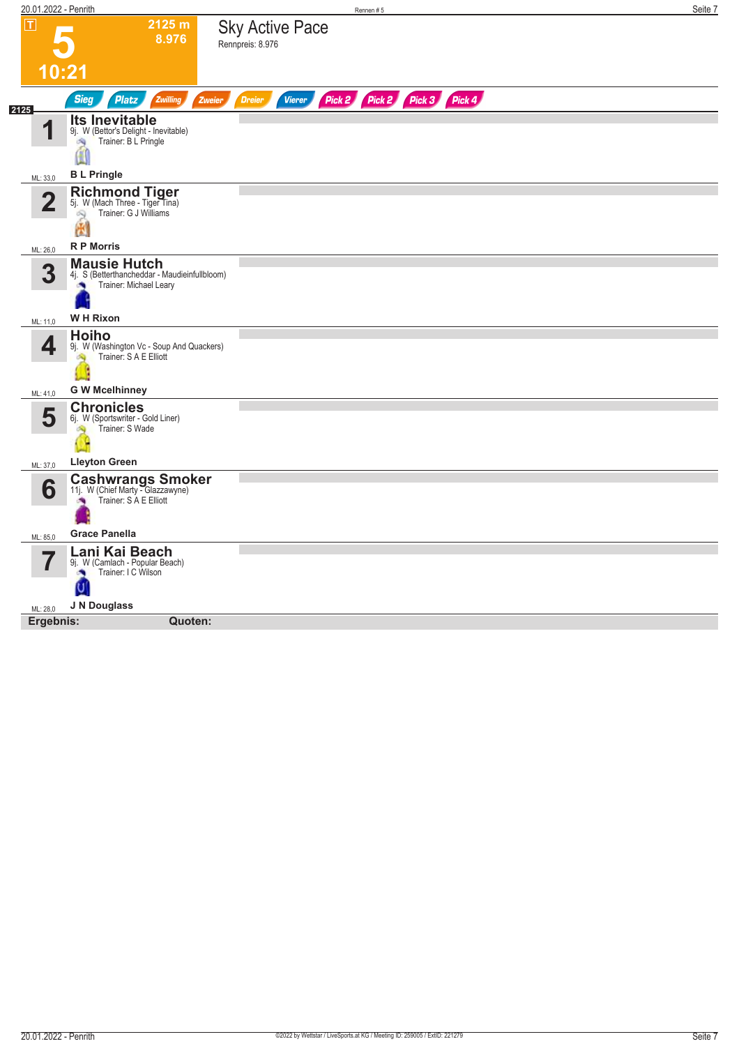# 5 — 10:21

**2125 m** 
**8.976**

## Sky Active Pace

Rennpreis: 8.976

Sieg | Platz | Zwilling | Zweier | Dreier | Vierer | Pick 2 | Pick 2 | Pick 3 | Pick 4

2125

| Nr. | Pferd | ML |
|---|---|---|
| 1 | **Its Inevitable**<br>9j. W (Bettor's Delight - Inevitable)<br>Trainer: B L Pringle<br>**B L Pringle** | ML: 33,0 |
| 2 | **Richmond Tiger**<br>5j. W (Mach Three - Tiger Tina)<br>Trainer: G J Williams<br>**R P Morris** | ML: 26,0 |
| 3 | **Mausie Hutch**<br>4j. S (Betterthancheddar - Maudieinfullbloom)<br>Trainer: Michael Leary<br>**W H Rixon** | ML: 11,0 |
| 4 | **Hoiho**<br>9j. W (Washington Vc - Soup And Quackers)<br>Trainer: S A E Elliott<br>**G W Mcelhinney** | ML: 41,0 |
| 5 | **Chronicles**<br>6j. W (Sportswriter - Gold Liner)<br>Trainer: S Wade<br>**Lleyton Green** | ML: 37,0 |
| 6 | **Cashwrangs Smoker**<br>11j. W (Chief Marty - Glazzawyne)<br>Trainer: S A E Elliott<br>**Grace Panella** | ML: 85,0 |
| 7 | **Lani Kai Beach**<br>9j. W (Camlach - Popular Beach)<br>Trainer: I C Wilson<br>**J N Douglass** | ML: 28,0 |

**Ergebnis:** **Quoten:**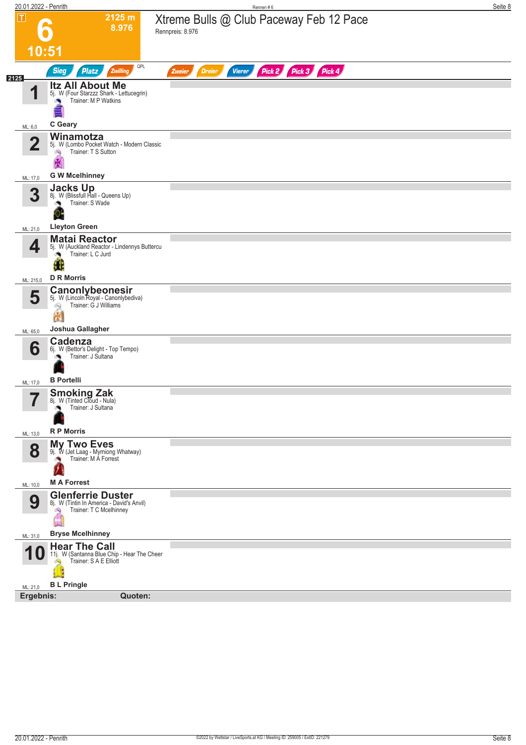# 6

2125 m
8.976

10:51

## Xtreme Bulls @ Club Paceway Feb 12 Pace

Rennpreis: 8.976

Sieg | Platz | Zwilling | QPL | Zweier | Dreier | Vierer | Pick 2 | Pick 3 | Pick 4

2125

**1 Itz All About Me**
5j. W (Four Starzzz Shark - Lettucegrin)
Trainer: M P Watkins
C Geary
ML: 6,0

**2 Winamotza**
5j. W (Lombo Pocket Watch - Modern Classic
Trainer: T S Sutton
G W Mcelhinney
ML: 17,0

**3 Jacks Up**
8j. W (Blissfull Hall - Queens Up)
Trainer: S Wade
Lleyton Green
ML: 21,0

**4 Matai Reactor**
5j. W (Auckland Reactor - Lindennys Buttercu
Trainer: L C Jurd
D R Morris
ML: 215,0

**5 Canonlybeonesir**
5j. W (Lincoln Royal - Canonlybediva)
Trainer: G J Williams
Joshua Gallagher
ML: 65,0

**6 Cadenza**
6j. W (Bettor's Delight - Top Tempo)
Trainer: J Sultana
B Portelli
ML: 17,0

**7 Smoking Zak**
8j. W (Tinted Cloud - Nula)
Trainer: J Sultana
R P Morris
ML: 13,0

**8 My Two Eves**
9j. W (Jet Laag - Myrniong Whatway)
Trainer: M A Forrest
M A Forrest
ML: 10,0

**9 Glenferrie Duster**
8j. W (Tintin In America - David's Anvil)
Trainer: T C Mcelhinney
Bryse Mcelhinney
ML: 31,0

**10 Hear The Call**
11j. W (Santanna Blue Chip - Hear The Cheer
Trainer: S A E Elliott
B L Pringle
ML: 21,0

**Ergebnis:** **Quoten:**